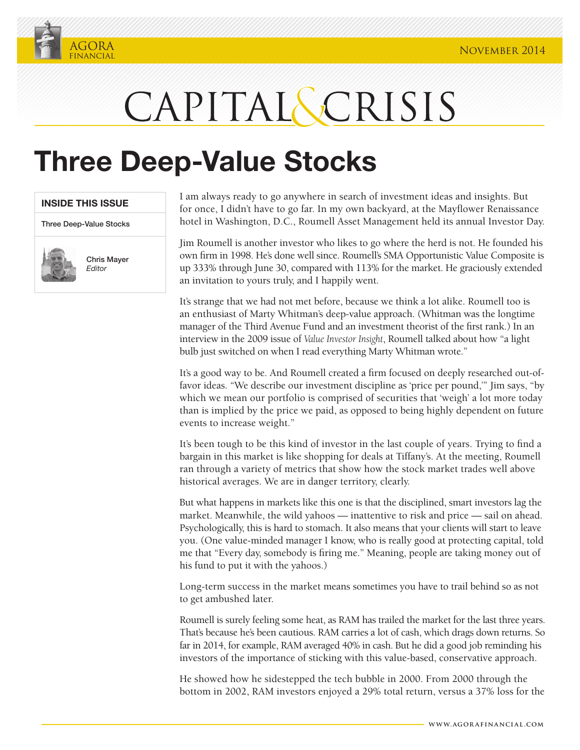# CAPITAL & CRISIS

November 2014

## Three Deep-Value Stocks

**INSIDE THIS ISSUE**

Three Deep-Value Stocks

Chris Mayer
*Editor*

I am always ready to go anywhere in search of investment ideas and insights. But for once, I didn't have to go far. In my own backyard, at the Mayflower Renaissance hotel in Washington, D.C., Roumell Asset Management held its annual Investor Day.

Jim Roumell is another investor who likes to go where the herd is not. He founded his own firm in 1998. He's done well since. Roumell's SMA Opportunistic Value Composite is up 333% through June 30, compared with 113% for the market. He graciously extended an invitation to yours truly, and I happily went.

It's strange that we had not met before, because we think a lot alike. Roumell too is an enthusiast of Marty Whitman's deep-value approach. (Whitman was the longtime manager of the Third Avenue Fund and an investment theorist of the first rank.) In an interview in the 2009 issue of *Value Investor Insight*, Roumell talked about how "a light bulb just switched on when I read everything Marty Whitman wrote."

It's a good way to be. And Roumell created a firm focused on deeply researched out-of-favor ideas. "We describe our investment discipline as 'price per pound,'" Jim says, "by which we mean our portfolio is comprised of securities that 'weigh' a lot more today than is implied by the price we paid, as opposed to being highly dependent on future events to increase weight."

It's been tough to be this kind of investor in the last couple of years. Trying to find a bargain in this market is like shopping for deals at Tiffany's. At the meeting, Roumell ran through a variety of metrics that show how the stock market trades well above historical averages. We are in danger territory, clearly.

But what happens in markets like this one is that the disciplined, smart investors lag the market. Meanwhile, the wild yahoos — inattentive to risk and price — sail on ahead. Psychologically, this is hard to stomach. It also means that your clients will start to leave you. (One value-minded manager I know, who is really good at protecting capital, told me that "Every day, somebody is firing me." Meaning, people are taking money out of his fund to put it with the yahoos.)

Long-term success in the market means sometimes you have to trail behind so as not to get ambushed later.

Roumell is surely feeling some heat, as RAM has trailed the market for the last three years. That's because he's been cautious. RAM carries a lot of cash, which drags down returns. So far in 2014, for example, RAM averaged 40% in cash. But he did a good job reminding his investors of the importance of sticking with this value-based, conservative approach.

He showed how he sidestepped the tech bubble in 2000. From 2000 through the bottom in 2002, RAM investors enjoyed a 29% total return, versus a 37% loss for the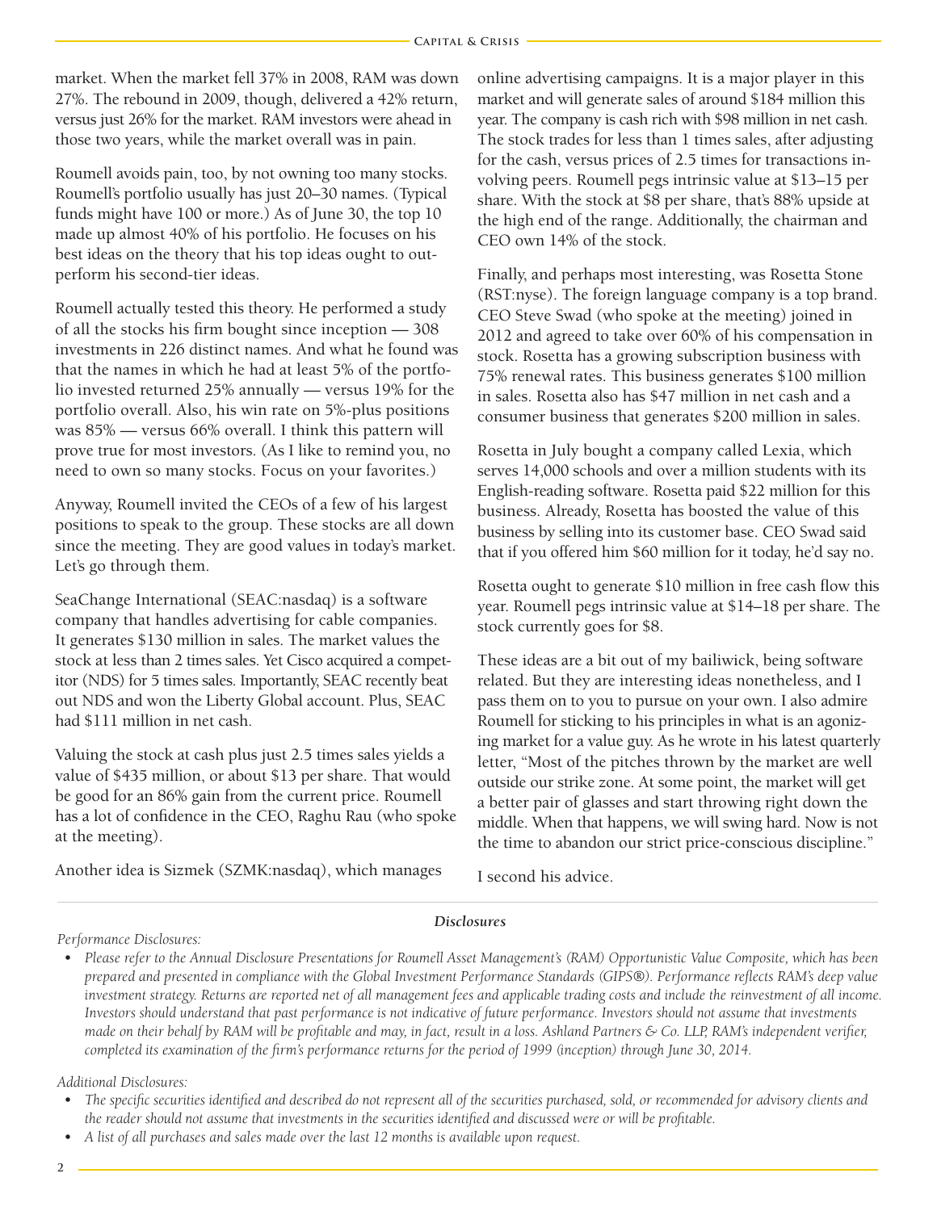market. When the market fell 37% in 2008, RAM was down 27%. The rebound in 2009, though, delivered a 42% return, versus just 26% for the market. RAM investors were ahead in those two years, while the market overall was in pain.

Roumell avoids pain, too, by not owning too many stocks. Roumell's portfolio usually has just 20–30 names. (Typical funds might have 100 or more.) As of June 30, the top 10 made up almost 40% of his portfolio. He focuses on his best ideas on the theory that his top ideas ought to outperform his second-tier ideas.

Roumell actually tested this theory. He performed a study of all the stocks his firm bought since inception — 308 investments in 226 distinct names. And what he found was that the names in which he had at least 5% of the portfolio invested returned 25% annually — versus 19% for the portfolio overall. Also, his win rate on 5%-plus positions was 85% — versus 66% overall. I think this pattern will prove true for most investors. (As I like to remind you, no need to own so many stocks. Focus on your favorites.)

Anyway, Roumell invited the CEOs of a few of his largest positions to speak to the group. These stocks are all down since the meeting. They are good values in today's market. Let's go through them.

SeaChange International (SEAC:nasdaq) is a software company that handles advertising for cable companies. It generates $130 million in sales. The market values the stock at less than 2 times sales. Yet Cisco acquired a competitor (NDS) for 5 times sales. Importantly, SEAC recently beat out NDS and won the Liberty Global account. Plus, SEAC had $111 million in net cash.

Valuing the stock at cash plus just 2.5 times sales yields a value of $435 million, or about $13 per share. That would be good for an 86% gain from the current price. Roumell has a lot of confidence in the CEO, Raghu Rau (who spoke at the meeting).

Another idea is Sizmek (SZMK:nasdaq), which manages online advertising campaigns. It is a major player in this market and will generate sales of around $184 million this year. The company is cash rich with $98 million in net cash. The stock trades for less than 1 times sales, after adjusting for the cash, versus prices of 2.5 times for transactions involving peers. Roumell pegs intrinsic value at $13–15 per share. With the stock at $8 per share, that's 88% upside at the high end of the range. Additionally, the chairman and CEO own 14% of the stock.

Finally, and perhaps most interesting, was Rosetta Stone (RST:nyse). The foreign language company is a top brand. CEO Steve Swad (who spoke at the meeting) joined in 2012 and agreed to take over 60% of his compensation in stock. Rosetta has a growing subscription business with 75% renewal rates. This business generates $100 million in sales. Rosetta also has $47 million in net cash and a consumer business that generates $200 million in sales.

Rosetta in July bought a company called Lexia, which serves 14,000 schools and over a million students with its English-reading software. Rosetta paid $22 million for this business. Already, Rosetta has boosted the value of this business by selling into its customer base. CEO Swad said that if you offered him $60 million for it today, he'd say no.

Rosetta ought to generate $10 million in free cash flow this year. Roumell pegs intrinsic value at $14–18 per share. The stock currently goes for $8.

These ideas are a bit out of my bailiwick, being software related. But they are interesting ideas nonetheless, and I pass them on to you to pursue on your own. I also admire Roumell for sticking to his principles in what is an agonizing market for a value guy. As he wrote in his latest quarterly letter, "Most of the pitches thrown by the market are well outside our strike zone. At some point, the market will get a better pair of glasses and start throwing right down the middle. When that happens, we will swing hard. Now is not the time to abandon our strict price-conscious discipline."

I second his advice.

***Disclosures***

*Performance Disclosures:*

- *Please refer to the Annual Disclosure Presentations for Roumell Asset Management's (RAM) Opportunistic Value Composite, which has been prepared and presented in compliance with the Global Investment Performance Standards (GIPS®). Performance reflects RAM's deep value investment strategy. Returns are reported net of all management fees and applicable trading costs and include the reinvestment of all income. Investors should understand that past performance is not indicative of future performance. Investors should not assume that investments made on their behalf by RAM will be profitable and may, in fact, result in a loss. Ashland Partners & Co. LLP, RAM's independent verifier, completed its examination of the firm's performance returns for the period of 1999 (inception) through June 30, 2014.*

*Additional Disclosures:*

- *The specific securities identified and described do not represent all of the securities purchased, sold, or recommended for advisory clients and the reader should not assume that investments in the securities identified and discussed were or will be profitable.*
- *A list of all purchases and sales made over the last 12 months is available upon request.*